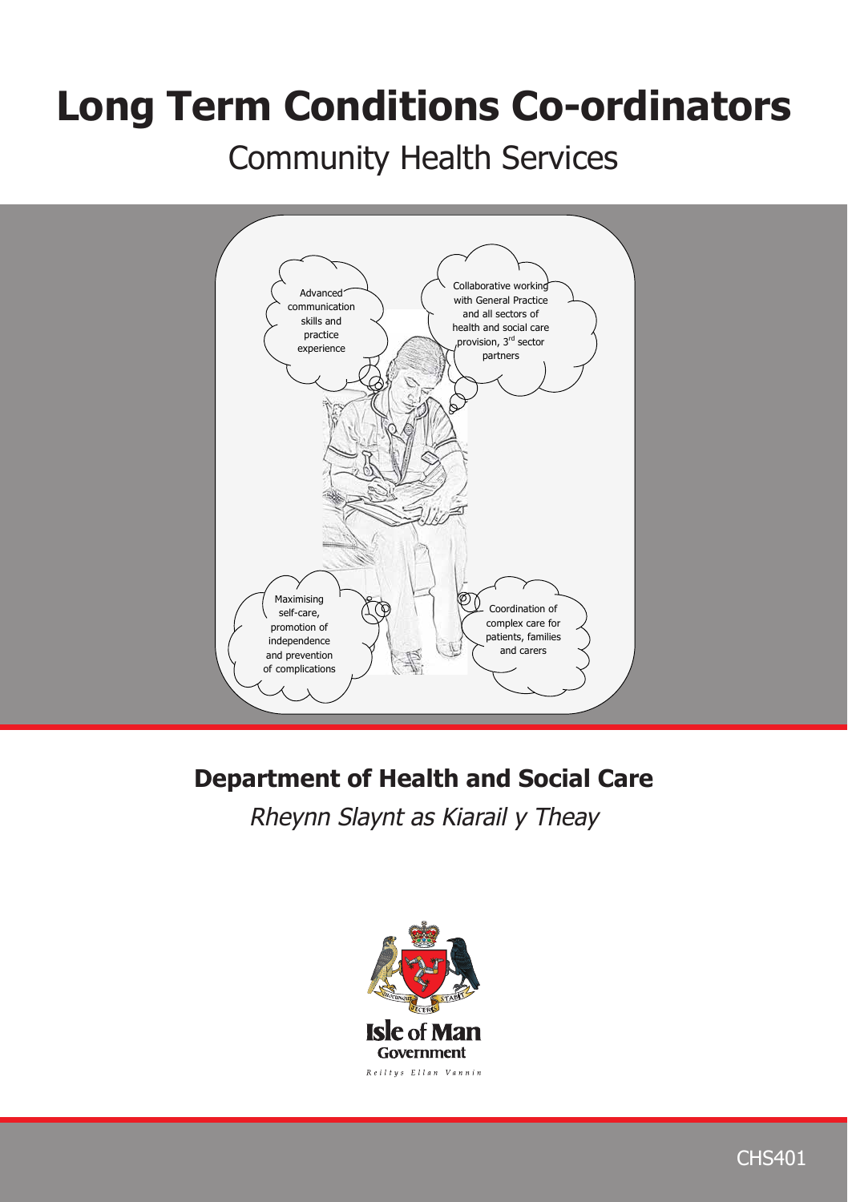# Long Term Conditions Co-ordinators

## Community Health Services

Advanced communication skills and practice experience

Collaborative working with General Practice and all sectors of health and social care provision, 3rd sector partners

Maximising self-care, promotion of independence and prevention of complications

Coordination of complex care for patients, families and carers

**Department of Health and Social Care**

*Rheynn Slaynt as Kiarail y Theay*

Isle of Man Government

Reiltys Ellan Vannin

CHS401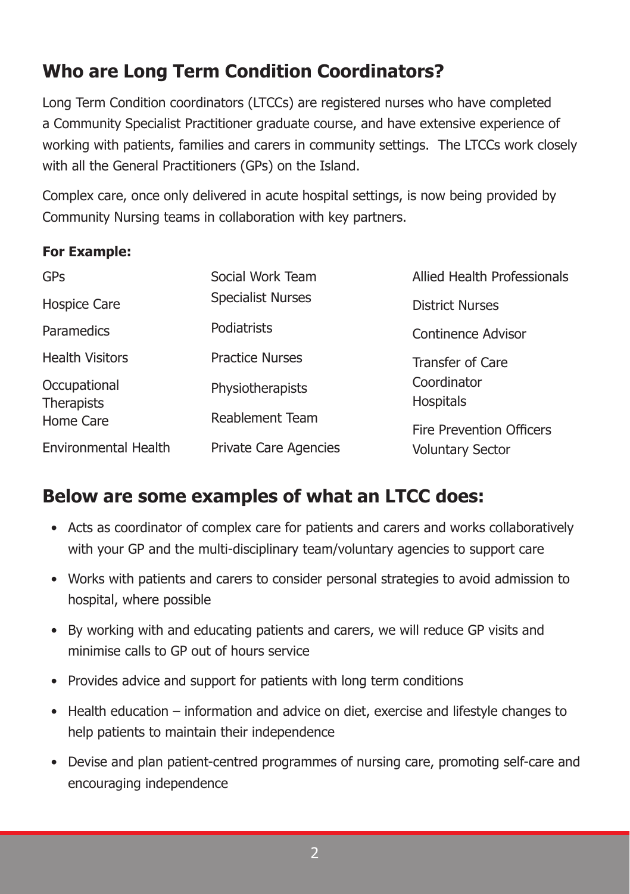## Who are Long Term Condition Coordinators?

Long Term Condition coordinators (LTCCs) are registered nurses who have completed a Community Specialist Practitioner graduate course, and have extensive experience of working with patients, families and carers in community settings. The LTCCs work closely with all the General Practitioners (GPs) on the Island.

Complex care, once only delivered in acute hospital settings, is now being provided by Community Nursing teams in collaboration with key partners.

**For Example:**

- GPs
- Hospice Care
- Paramedics
- Health Visitors
- Occupational Therapists
- Home Care
- Environmental Health
- Social Work Team
- Specialist Nurses
- Podiatrists
- Practice Nurses
- Physiotherapists
- Reablement Team
- Private Care Agencies
- Allied Health Professionals
- District Nurses
- Continence Advisor
- Transfer of Care Coordinator
- Hospitals
- Fire Prevention Officers
- Voluntary Sector

## Below are some examples of what an LTCC does:

- Acts as coordinator of complex care for patients and carers and works collaboratively with your GP and the multi-disciplinary team/voluntary agencies to support care
- Works with patients and carers to consider personal strategies to avoid admission to hospital, where possible
- By working with and educating patients and carers, we will reduce GP visits and minimise calls to GP out of hours service
- Provides advice and support for patients with long term conditions
- Health education – information and advice on diet, exercise and lifestyle changes to help patients to maintain their independence
- Devise and plan patient-centred programmes of nursing care, promoting self-care and encouraging independence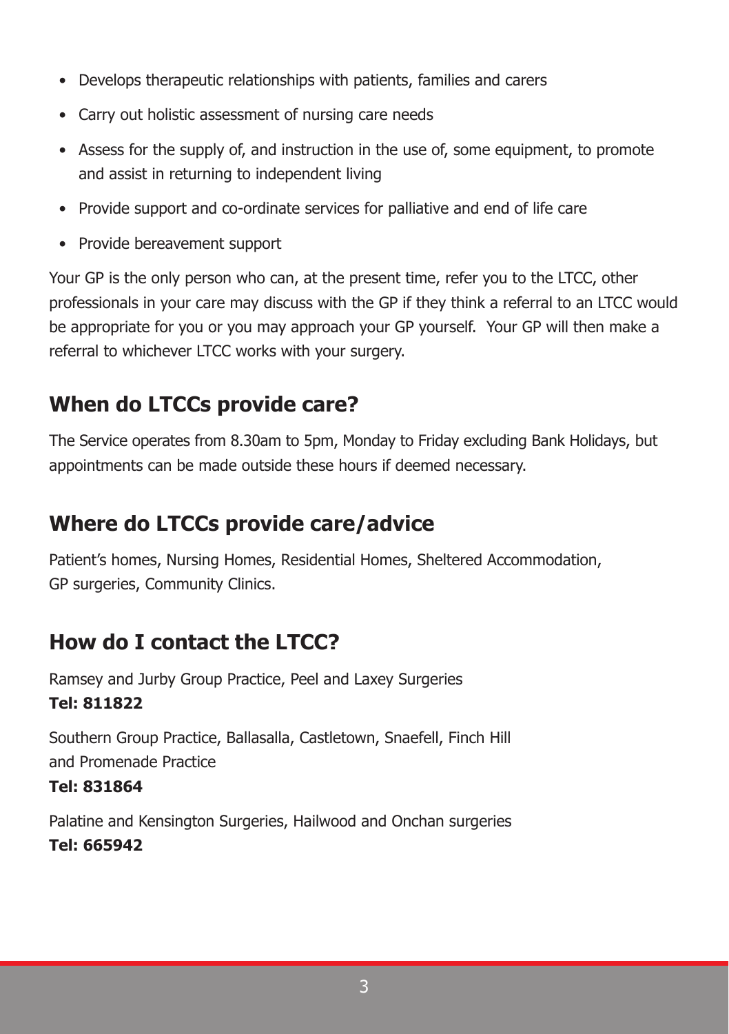- Develops therapeutic relationships with patients, families and carers
- Carry out holistic assessment of nursing care needs
- Assess for the supply of, and instruction in the use of, some equipment, to promote and assist in returning to independent living
- Provide support and co-ordinate services for palliative and end of life care
- Provide bereavement support

Your GP is the only person who can, at the present time, refer you to the LTCC, other professionals in your care may discuss with the GP if they think a referral to an LTCC would be appropriate for you or you may approach your GP yourself. Your GP will then make a referral to whichever LTCC works with your surgery.

## When do LTCCs provide care?

The Service operates from 8.30am to 5pm, Monday to Friday excluding Bank Holidays, but appointments can be made outside these hours if deemed necessary.

## Where do LTCCs provide care/advice

Patient's homes, Nursing Homes, Residential Homes, Sheltered Accommodation, GP surgeries, Community Clinics.

## How do I contact the LTCC?

Ramsey and Jurby Group Practice, Peel and Laxey Surgeries
**Tel: 811822**

Southern Group Practice, Ballasalla, Castletown, Snaefell, Finch Hill and Promenade Practice
**Tel: 831864**

Palatine and Kensington Surgeries, Hailwood and Onchan surgeries
**Tel: 665942**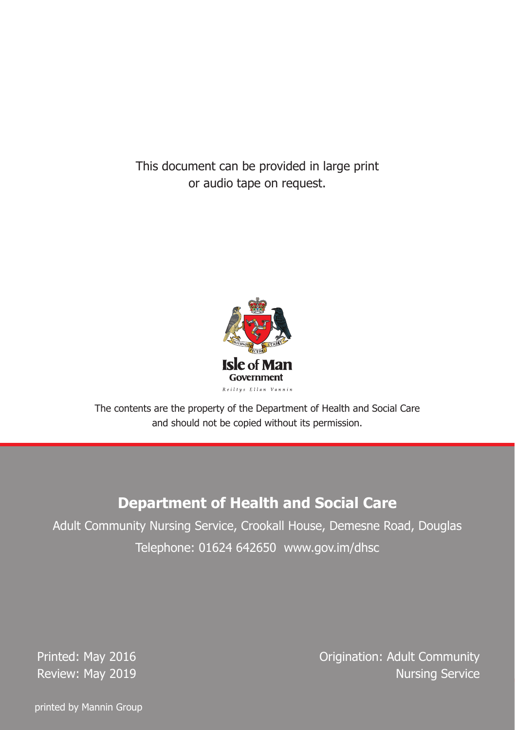This document can be provided in large print or audio tape on request.

Isle of Man Government

Reiltys Ellan Vannin

The contents are the property of the Department of Health and Social Care and should not be copied without its permission.

## Department of Health and Social Care

Adult Community Nursing Service, Crookall House, Demesne Road, Douglas

Telephone: 01624 642650 www.gov.im/dhsc

Printed: May 2016
Review: May 2019

Origination: Adult Community Nursing Service

printed by Mannin Group